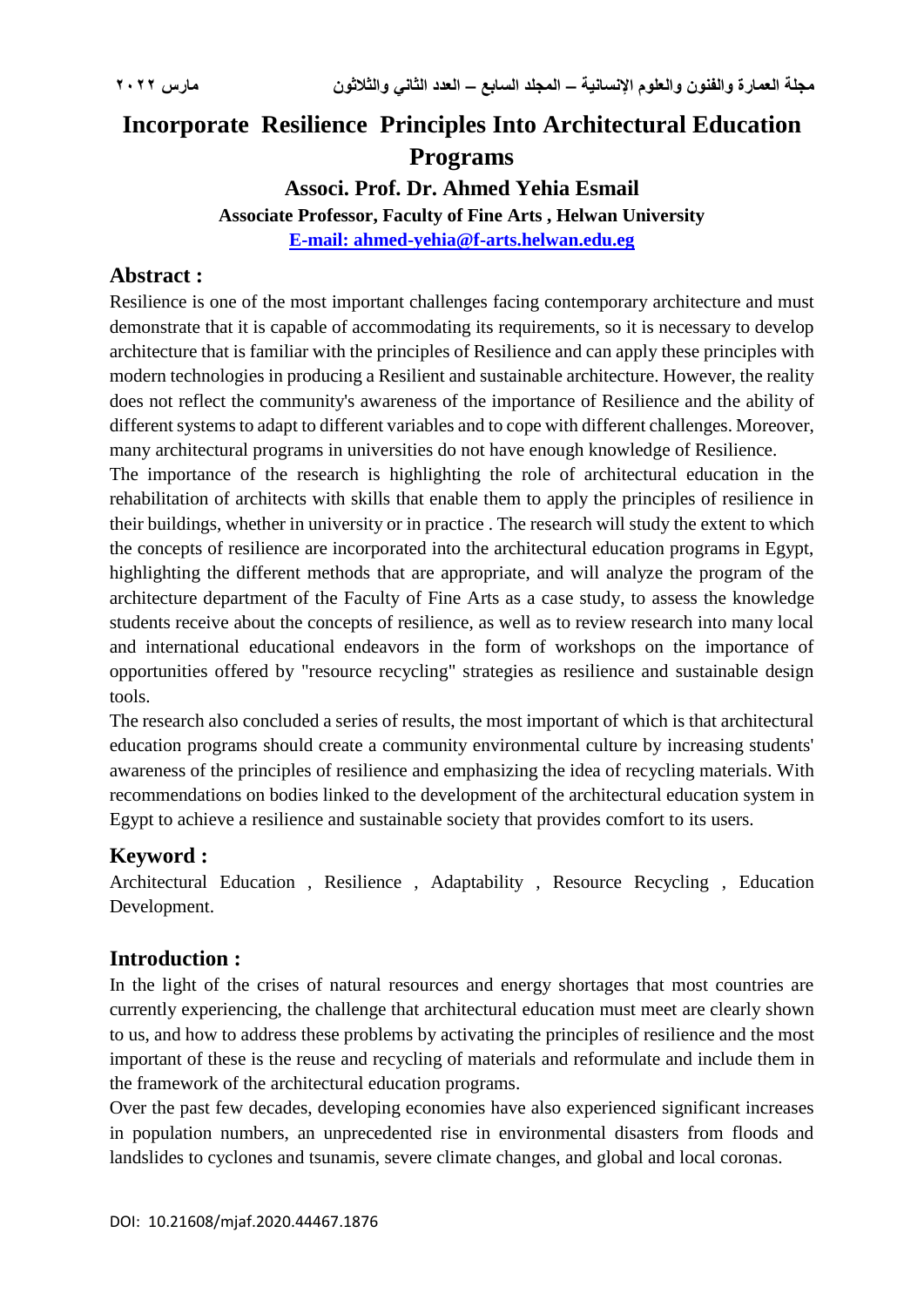# Incorporate Resilience Principles Into Architectural Education Programs

**Associ. Prof. Dr. Ahmed Yehia Esmail**

**Associate Professor, Faculty of Fine Arts , Helwan University**

**E-mail: ahmed-yehia@f-arts.helwan.edu.eg**

## Abstract :

Resilience is one of the most important challenges facing contemporary architecture and must demonstrate that it is capable of accommodating its requirements, so it is necessary to develop architecture that is familiar with the principles of Resilience and can apply these principles with modern technologies in producing a Resilient and sustainable architecture. However, the reality does not reflect the community's awareness of the importance of Resilience and the ability of different systems to adapt to different variables and to cope with different challenges. Moreover, many architectural programs in universities do not have enough knowledge of Resilience.

The importance of the research is highlighting the role of architectural education in the rehabilitation of architects with skills that enable them to apply the principles of resilience in their buildings, whether in university or in practice . The research will study the extent to which the concepts of resilience are incorporated into the architectural education programs in Egypt, highlighting the different methods that are appropriate, and will analyze the program of the architecture department of the Faculty of Fine Arts as a case study, to assess the knowledge students receive about the concepts of resilience, as well as to review research into many local and international educational endeavors in the form of workshops on the importance of opportunities offered by "resource recycling" strategies as resilience and sustainable design tools.

The research also concluded a series of results, the most important of which is that architectural education programs should create a community environmental culture by increasing students' awareness of the principles of resilience and emphasizing the idea of recycling materials. With recommendations on bodies linked to the development of the architectural education system in Egypt to achieve a resilience and sustainable society that provides comfort to its users.

## Keyword :

Architectural Education , Resilience , Adaptability , Resource Recycling , Education Development.

## Introduction :

In the light of the crises of natural resources and energy shortages that most countries are currently experiencing, the challenge that architectural education must meet are clearly shown to us, and how to address these problems by activating the principles of resilience and the most important of these is the reuse and recycling of materials and reformulate and include them in the framework of the architectural education programs.

Over the past few decades, developing economies have also experienced significant increases in population numbers, an unprecedented rise in environmental disasters from floods and landslides to cyclones and tsunamis, severe climate changes, and global and local coronas.

DOI: 10.21608/mjaf.2020.44467.1876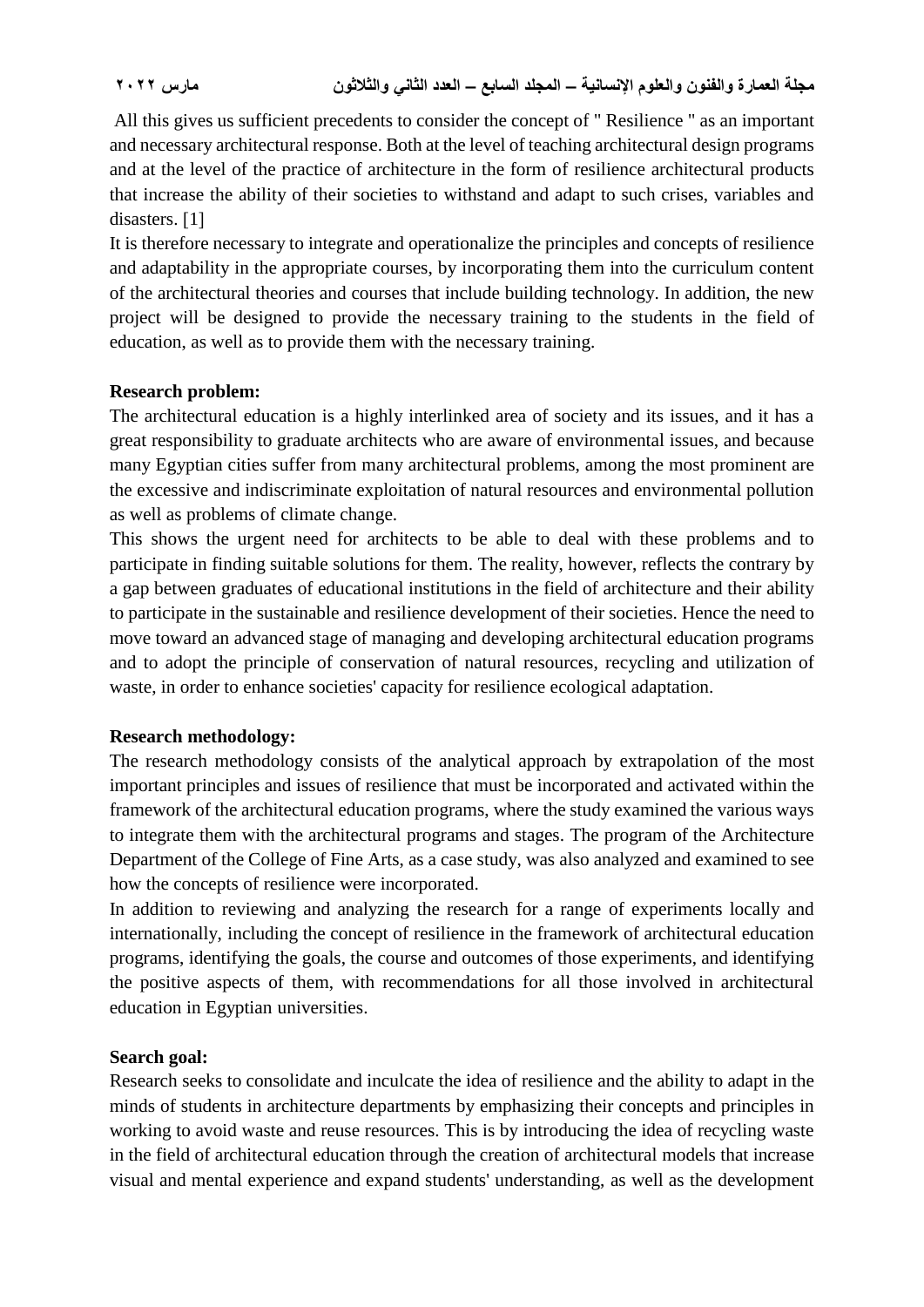All this gives us sufficient precedents to consider the concept of " Resilience " as an important and necessary architectural response. Both at the level of teaching architectural design programs and at the level of the practice of architecture in the form of resilience architectural products that increase the ability of their societies to withstand and adapt to such crises, variables and disasters. [1]

It is therefore necessary to integrate and operationalize the principles and concepts of resilience and adaptability in the appropriate courses, by incorporating them into the curriculum content of the architectural theories and courses that include building technology. In addition, the new project will be designed to provide the necessary training to the students in the field of education, as well as to provide them with the necessary training.

**Research problem:**

The architectural education is a highly interlinked area of society and its issues, and it has a great responsibility to graduate architects who are aware of environmental issues, and because many Egyptian cities suffer from many architectural problems, among the most prominent are the excessive and indiscriminate exploitation of natural resources and environmental pollution as well as problems of climate change.

This shows the urgent need for architects to be able to deal with these problems and to participate in finding suitable solutions for them. The reality, however, reflects the contrary by a gap between graduates of educational institutions in the field of architecture and their ability to participate in the sustainable and resilience development of their societies. Hence the need to move toward an advanced stage of managing and developing architectural education programs and to adopt the principle of conservation of natural resources, recycling and utilization of waste, in order to enhance societies' capacity for resilience ecological adaptation.

**Research methodology:**

The research methodology consists of the analytical approach by extrapolation of the most important principles and issues of resilience that must be incorporated and activated within the framework of the architectural education programs, where the study examined the various ways to integrate them with the architectural programs and stages. The program of the Architecture Department of the College of Fine Arts, as a case study, was also analyzed and examined to see how the concepts of resilience were incorporated.

In addition to reviewing and analyzing the research for a range of experiments locally and internationally, including the concept of resilience in the framework of architectural education programs, identifying the goals, the course and outcomes of those experiments, and identifying the positive aspects of them, with recommendations for all those involved in architectural education in Egyptian universities.

**Search goal:**

Research seeks to consolidate and inculcate the idea of resilience and the ability to adapt in the minds of students in architecture departments by emphasizing their concepts and principles in working to avoid waste and reuse resources. This is by introducing the idea of recycling waste in the field of architectural education through the creation of architectural models that increase visual and mental experience and expand students' understanding, as well as the development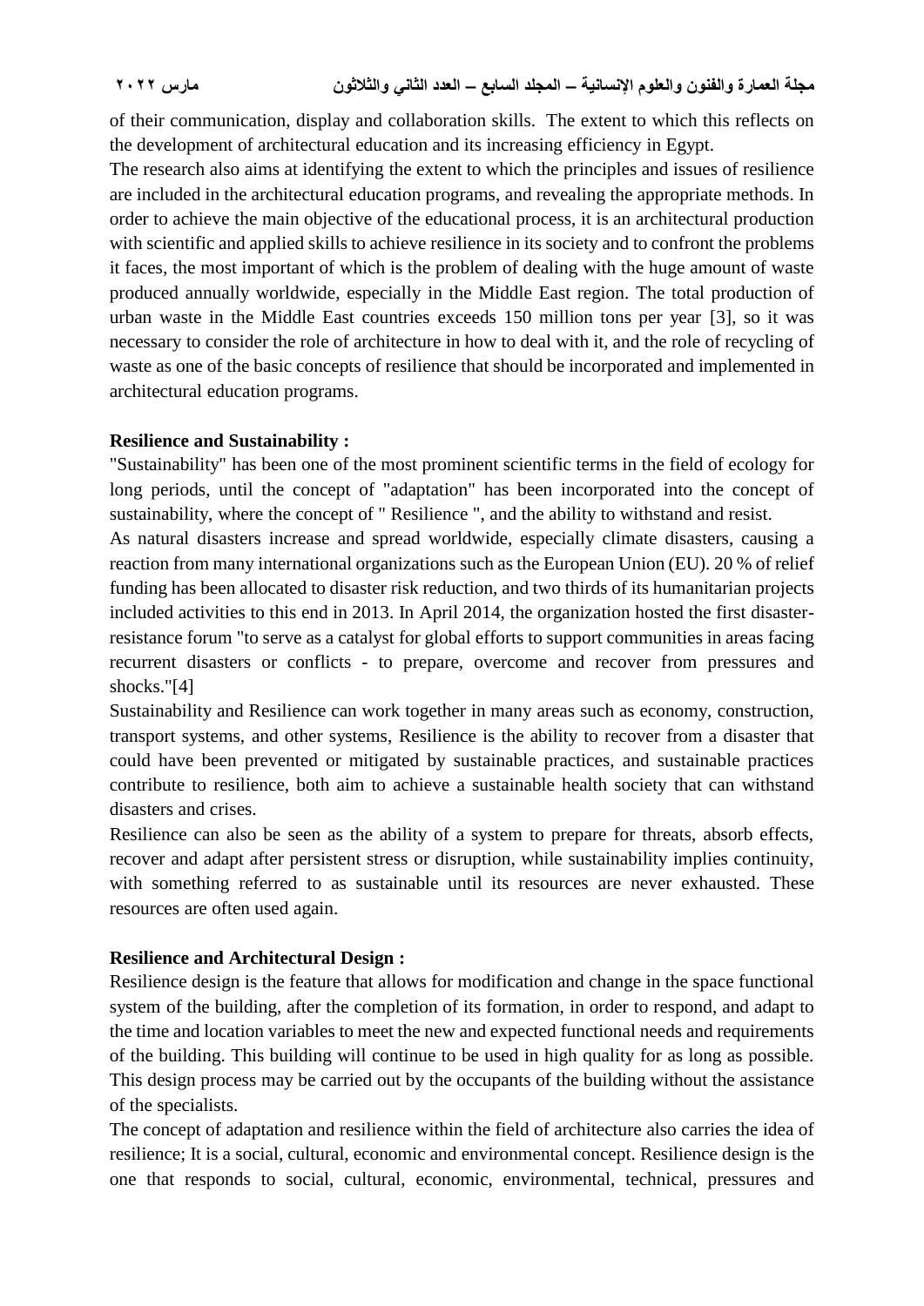of their communication, display and collaboration skills. The extent to which this reflects on the development of architectural education and its increasing efficiency in Egypt.

The research also aims at identifying the extent to which the principles and issues of resilience are included in the architectural education programs, and revealing the appropriate methods. In order to achieve the main objective of the educational process, it is an architectural production with scientific and applied skills to achieve resilience in its society and to confront the problems it faces, the most important of which is the problem of dealing with the huge amount of waste produced annually worldwide, especially in the Middle East region. The total production of urban waste in the Middle East countries exceeds 150 million tons per year [3], so it was necessary to consider the role of architecture in how to deal with it, and the role of recycling of waste as one of the basic concepts of resilience that should be incorporated and implemented in architectural education programs.

**Resilience and Sustainability :**

"Sustainability" has been one of the most prominent scientific terms in the field of ecology for long periods, until the concept of "adaptation" has been incorporated into the concept of sustainability, where the concept of " Resilience ", and the ability to withstand and resist.

As natural disasters increase and spread worldwide, especially climate disasters, causing a reaction from many international organizations such as the European Union (EU). 20 % of relief funding has been allocated to disaster risk reduction, and two thirds of its humanitarian projects included activities to this end in 2013. In April 2014, the organization hosted the first disaster-resistance forum "to serve as a catalyst for global efforts to support communities in areas facing recurrent disasters or conflicts - to prepare, overcome and recover from pressures and shocks."[4]

Sustainability and Resilience can work together in many areas such as economy, construction, transport systems, and other systems, Resilience is the ability to recover from a disaster that could have been prevented or mitigated by sustainable practices, and sustainable practices contribute to resilience, both aim to achieve a sustainable health society that can withstand disasters and crises.

Resilience can also be seen as the ability of a system to prepare for threats, absorb effects, recover and adapt after persistent stress or disruption, while sustainability implies continuity, with something referred to as sustainable until its resources are never exhausted. These resources are often used again.

**Resilience and Architectural Design :**

Resilience design is the feature that allows for modification and change in the space functional system of the building, after the completion of its formation, in order to respond, and adapt to the time and location variables to meet the new and expected functional needs and requirements of the building. This building will continue to be used in high quality for as long as possible. This design process may be carried out by the occupants of the building without the assistance of the specialists.

The concept of adaptation and resilience within the field of architecture also carries the idea of resilience; It is a social, cultural, economic and environmental concept. Resilience design is the one that responds to social, cultural, economic, environmental, technical, pressures and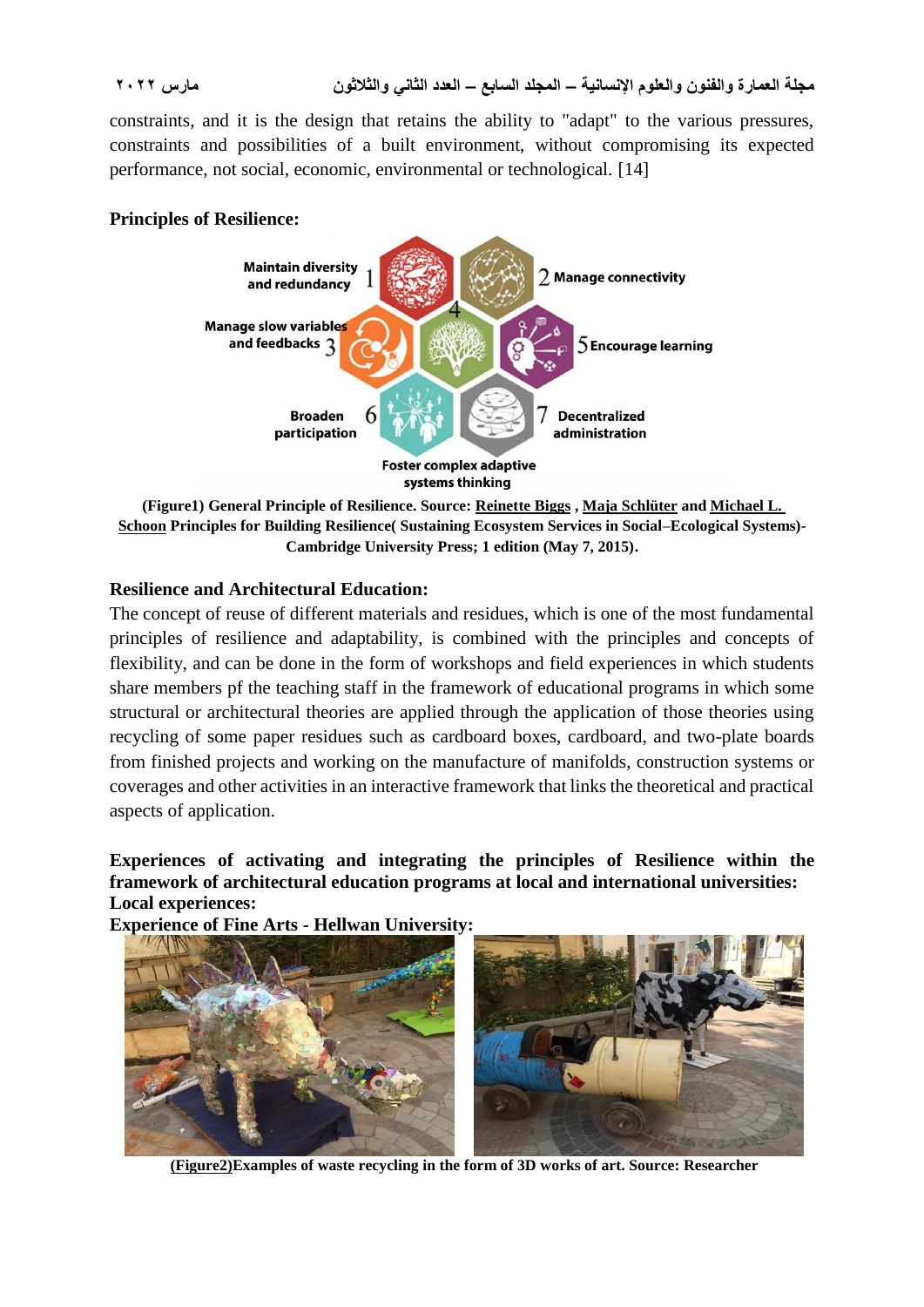constraints, and it is the design that retains the ability to "adapt" to the various pressures, constraints and possibilities of a built environment, without compromising its expected performance, not social, economic, environmental or technological. [14]

**Principles of Resilience:**

**(Figure1) General Principle of Resilience. Source: Reinette Biggs , Maja Schlüter and Michael L. Schoon Principles for Building Resilience( Sustaining Ecosystem Services in Social–Ecological Systems)- Cambridge University Press; 1 edition (May 7, 2015).**

**Resilience and Architectural Education:**

The concept of reuse of different materials and residues, which is one of the most fundamental principles of resilience and adaptability, is combined with the principles and concepts of flexibility, and can be done in the form of workshops and field experiences in which students share members pf the teaching staff in the framework of educational programs in which some structural or architectural theories are applied through the application of those theories using recycling of some paper residues such as cardboard boxes, cardboard, and two-plate boards from finished projects and working on the manufacture of manifolds, construction systems or coverages and other activities in an interactive framework that links the theoretical and practical aspects of application.

**Experiences of activating and integrating the principles of Resilience within the framework of architectural education programs at local and international universities:**

**Local experiences:**

**Experience of Fine Arts - Hellwan University:**

**(Figure2)Examples of waste recycling in the form of 3D works of art. Source: Researcher**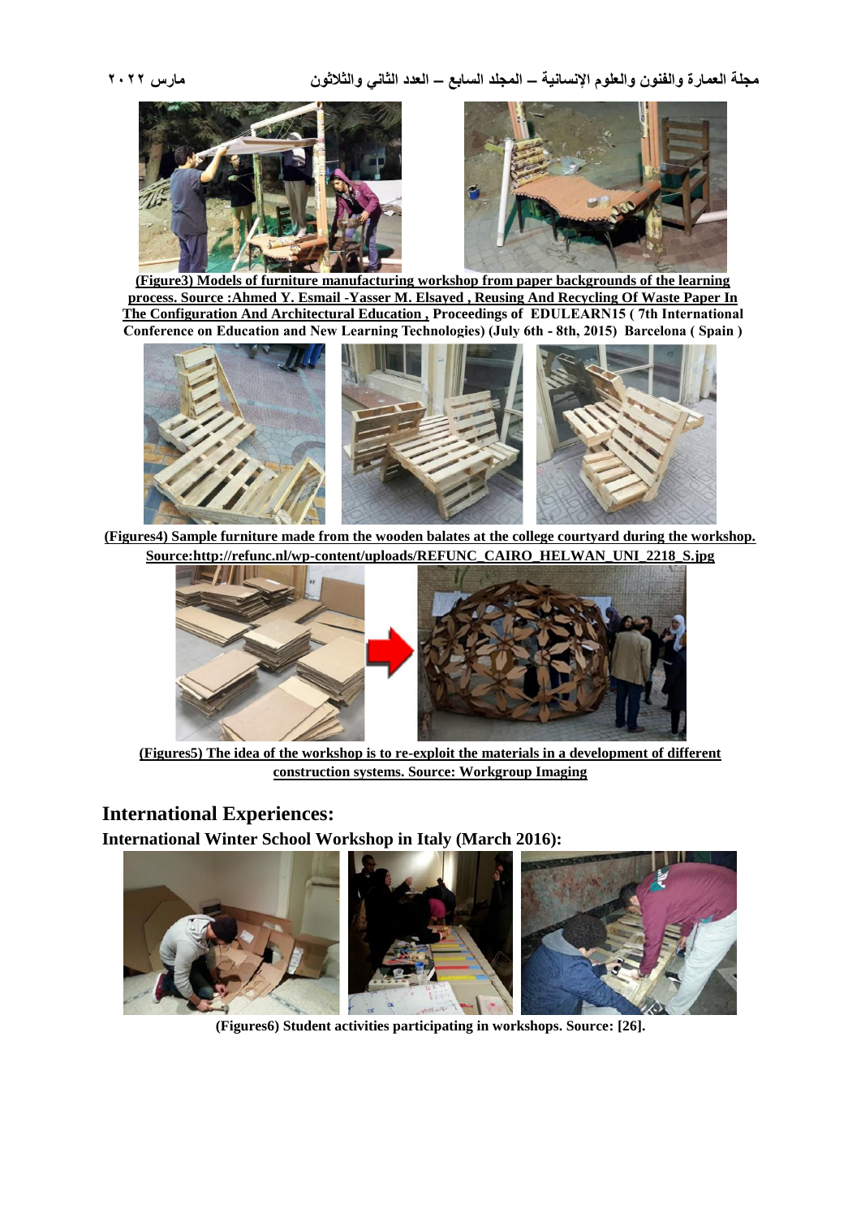**(Figure3) Models of furniture manufacturing workshop from paper backgrounds of the learning process. Source :Ahmed Y. Esmail -Yasser M. Elsayed , Reusing And Recycling Of Waste Paper In The Configuration And Architectural Education , Proceedings of EDULEARN15 ( 7th International Conference on Education and New Learning Technologies) (July 6th - 8th, 2015) Barcelona ( Spain )**

**(Figures4) Sample furniture made from the wooden balates at the college courtyard during the workshop. Source:http://refunc.nl/wp-content/uploads/REFUNC_CAIRO_HELWAN_UNI_2218_S.jpg**

**(Figures5) The idea of the workshop is to re-exploit the materials in a development of different construction systems. Source: Workgroup Imaging**

## International Experiences:

### International Winter School Workshop in Italy (March 2016):

**(Figures6) Student activities participating in workshops. Source: [26].**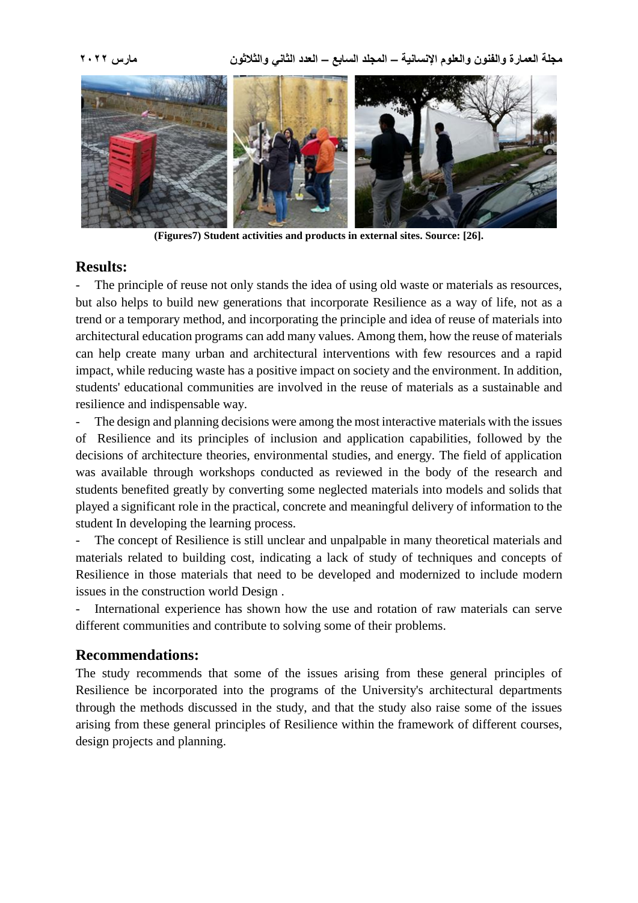(Figures7) Student activities and products in external sites. Source: [26].

## Results:

- The principle of reuse not only stands the idea of using old waste or materials as resources, but also helps to build new generations that incorporate Resilience as a way of life, not as a trend or a temporary method, and incorporating the principle and idea of reuse of materials into architectural education programs can add many values. Among them, how the reuse of materials can help create many urban and architectural interventions with few resources and a rapid impact, while reducing waste has a positive impact on society and the environment. In addition, students' educational communities are involved in the reuse of materials as a sustainable and resilience and indispensable way.
- The design and planning decisions were among the most interactive materials with the issues of Resilience and its principles of inclusion and application capabilities, followed by the decisions of architecture theories, environmental studies, and energy. The field of application was available through workshops conducted as reviewed in the body of the research and students benefited greatly by converting some neglected materials into models and solids that played a significant role in the practical, concrete and meaningful delivery of information to the student In developing the learning process.
- The concept of Resilience is still unclear and unpalpable in many theoretical materials and materials related to building cost, indicating a lack of study of techniques and concepts of Resilience in those materials that need to be developed and modernized to include modern issues in the construction world Design .
- International experience has shown how the use and rotation of raw materials can serve different communities and contribute to solving some of their problems.

## Recommendations:

The study recommends that some of the issues arising from these general principles of Resilience be incorporated into the programs of the University's architectural departments through the methods discussed in the study, and that the study also raise some of the issues arising from these general principles of Resilience within the framework of different courses, design projects and planning.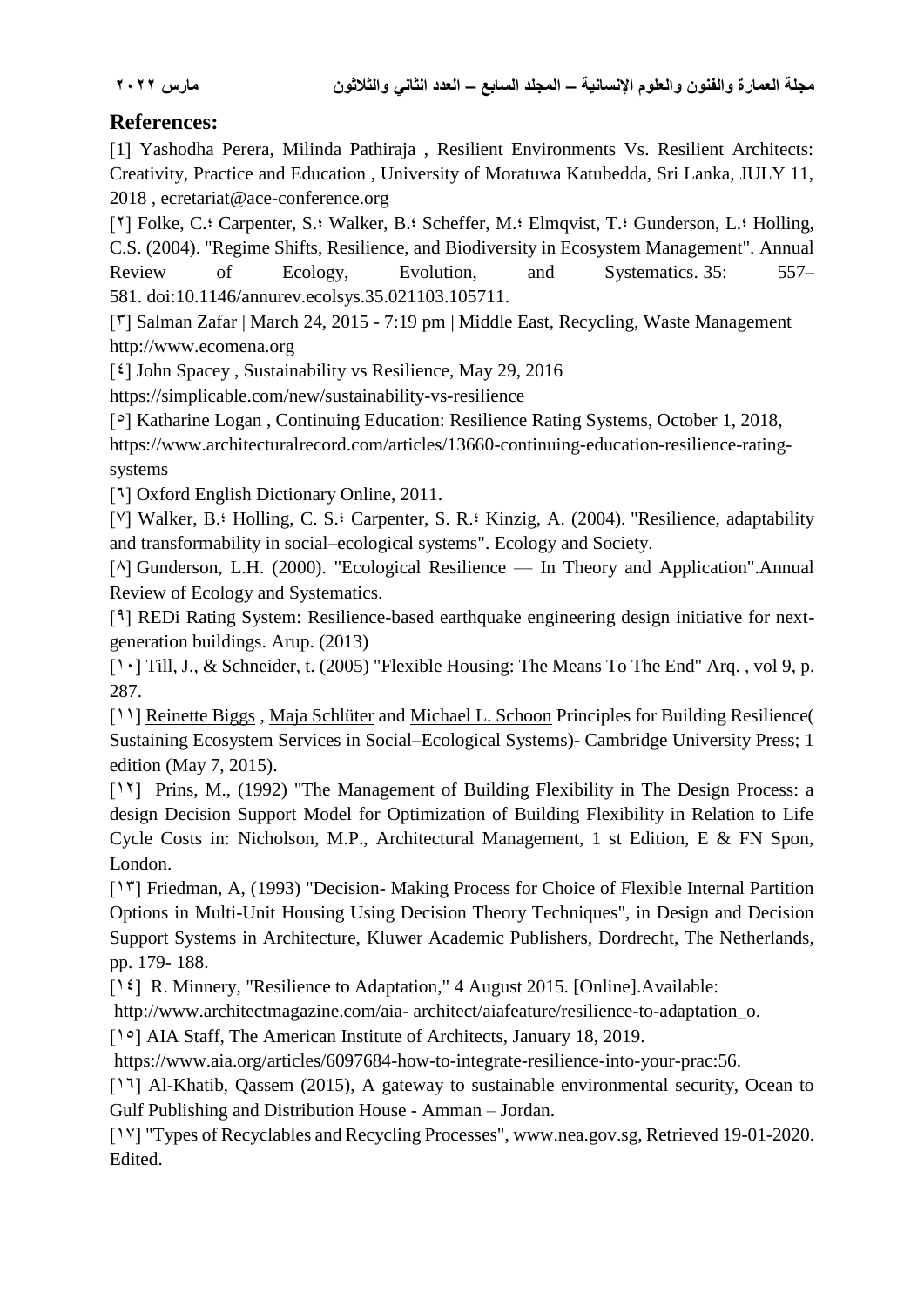## References:

[1] Yashodha Perera, Milinda Pathiraja , Resilient Environments Vs. Resilient Architects: Creativity, Practice and Education , University of Moratuwa Katubedda, Sri Lanka, JULY 11, 2018 , ecretariat@ace-conference.org

[٢] Folke, C.؛ Carpenter, S.؛ Walker, B.؛ Scheffer, M.؛ Elmqvist, T.؛ Gunderson, L.؛ Holling, C.S. (2004). "Regime Shifts, Resilience, and Biodiversity in Ecosystem Management". Annual Review of Ecology, Evolution, and Systematics. 35: 557–581. doi:10.1146/annurev.ecolsys.35.021103.105711.

[٣] Salman Zafar | March 24, 2015 - 7:19 pm | Middle East, Recycling, Waste Management http://www.ecomena.org

[٤] John Spacey , Sustainability vs Resilience, May 29, 2016 https://simplicable.com/new/sustainability-vs-resilience

[٥] Katharine Logan , Continuing Education: Resilience Rating Systems, October 1, 2018, https://www.architecturalrecord.com/articles/13660-continuing-education-resilience-rating-systems

[٦] Oxford English Dictionary Online, 2011.

[٧] Walker, B.؛ Holling, C. S.؛ Carpenter, S. R.؛ Kinzig, A. (2004). "Resilience, adaptability and transformability in social–ecological systems". Ecology and Society.

[٨] Gunderson, L.H. (2000). "Ecological Resilience — In Theory and Application".Annual Review of Ecology and Systematics.

[٩] REDi Rating System: Resilience-based earthquake engineering design initiative for next-generation buildings. Arup. (2013)

[١٠] Till, J., & Schneider, t. (2005) "Flexible Housing: The Means To The End" Arq. , vol 9, p. 287.

[١١] Reinette Biggs , Maja Schlüter and Michael L. Schoon Principles for Building Resilience( Sustaining Ecosystem Services in Social–Ecological Systems)- Cambridge University Press; 1 edition (May 7, 2015).

[١٢] Prins, M., (1992) "The Management of Building Flexibility in The Design Process: a design Decision Support Model for Optimization of Building Flexibility in Relation to Life Cycle Costs in: Nicholson, M.P., Architectural Management, 1 st Edition, E & FN Spon, London.

[١٣] Friedman, A, (1993) "Decision- Making Process for Choice of Flexible Internal Partition Options in Multi-Unit Housing Using Decision Theory Techniques", in Design and Decision Support Systems in Architecture, Kluwer Academic Publishers, Dordrecht, The Netherlands, pp. 179- 188.

[١٤] R. Minnery, "Resilience to Adaptation," 4 August 2015. [Online].Available: http://www.architectmagazine.com/aia- architect/aiafeature/resilience-to-adaptation_o.

[١٥] AIA Staff, The American Institute of Architects, January 18, 2019. https://www.aia.org/articles/6097684-how-to-integrate-resilience-into-your-prac:56.

[١٦] Al-Khatib, Qassem (2015), A gateway to sustainable environmental security, Ocean to Gulf Publishing and Distribution House - Amman – Jordan.

[١٧] "Types of Recyclables and Recycling Processes", www.nea.gov.sg, Retrieved 19-01-2020. Edited.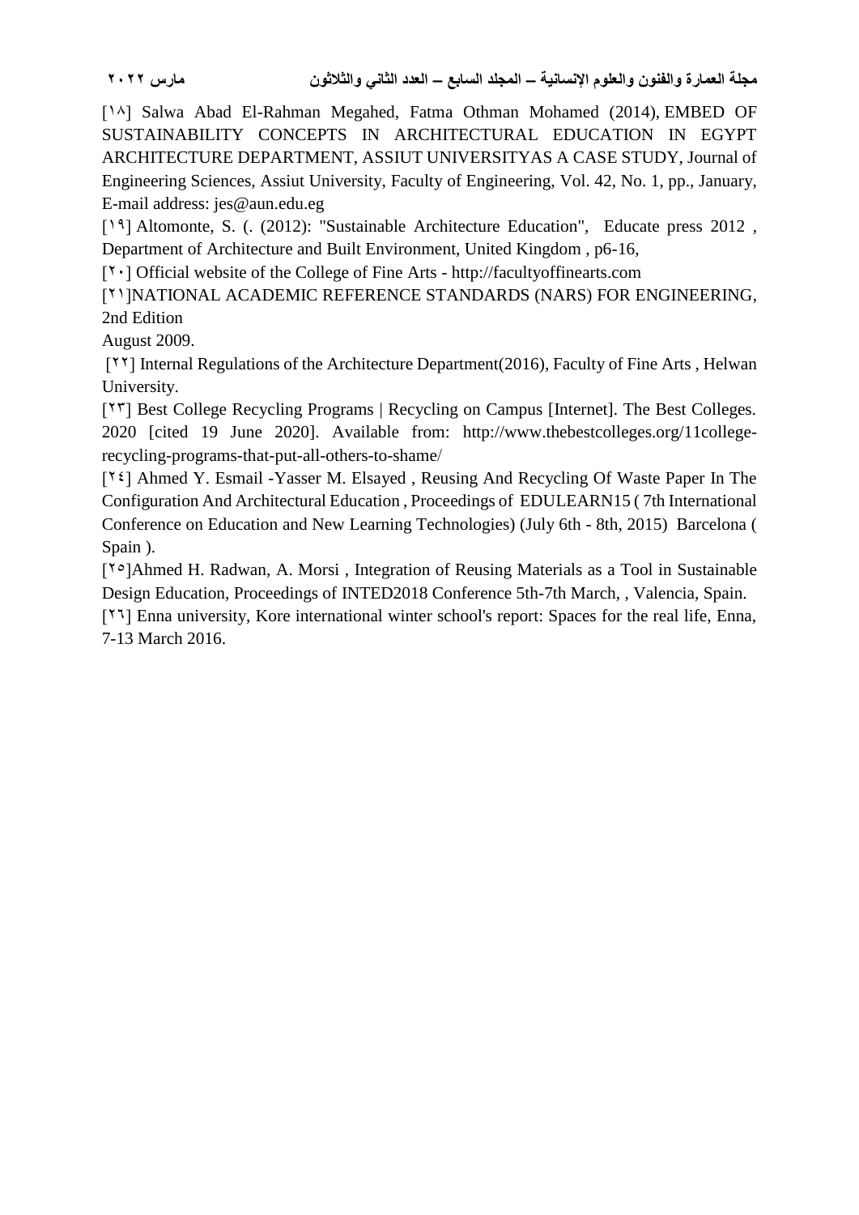[١٨] Salwa Abad El-Rahman Megahed, Fatma Othman Mohamed (2014), EMBED OF SUSTAINABILITY CONCEPTS IN ARCHITECTURAL EDUCATION IN EGYPT ARCHITECTURE DEPARTMENT, ASSIUT UNIVERSITYAS A CASE STUDY, Journal of Engineering Sciences, Assiut University, Faculty of Engineering, Vol. 42, No. 1, pp., January, E-mail address: jes@aun.edu.eg

[١٩] Altomonte, S. (. (2012): "Sustainable Architecture Education", Educate press 2012 , Department of Architecture and Built Environment, United Kingdom , p6-16,

[٢٠] Official website of the College of Fine Arts - http://facultyoffinearts.com

[٢١]NATIONAL ACADEMIC REFERENCE STANDARDS (NARS) FOR ENGINEERING, 2nd Edition
August 2009.

[٢٢] Internal Regulations of the Architecture Department(2016), Faculty of Fine Arts , Helwan University.

[٢٣] Best College Recycling Programs | Recycling on Campus [Internet]. The Best Colleges. 2020 [cited 19 June 2020]. Available from: http://www.thebestcolleges.org/11college-recycling-programs-that-put-all-others-to-shame/

[٢٤] Ahmed Y. Esmail -Yasser M. Elsayed , Reusing And Recycling Of Waste Paper In The Configuration And Architectural Education , Proceedings of EDULEARN15 ( 7th International Conference on Education and New Learning Technologies) (July 6th - 8th, 2015) Barcelona ( Spain ).

[٢٥]Ahmed H. Radwan, A. Morsi , Integration of Reusing Materials as a Tool in Sustainable Design Education, Proceedings of INTED2018 Conference 5th-7th March, , Valencia, Spain.

[٢٦] Enna university, Kore international winter school's report: Spaces for the real life, Enna, 7-13 March 2016.